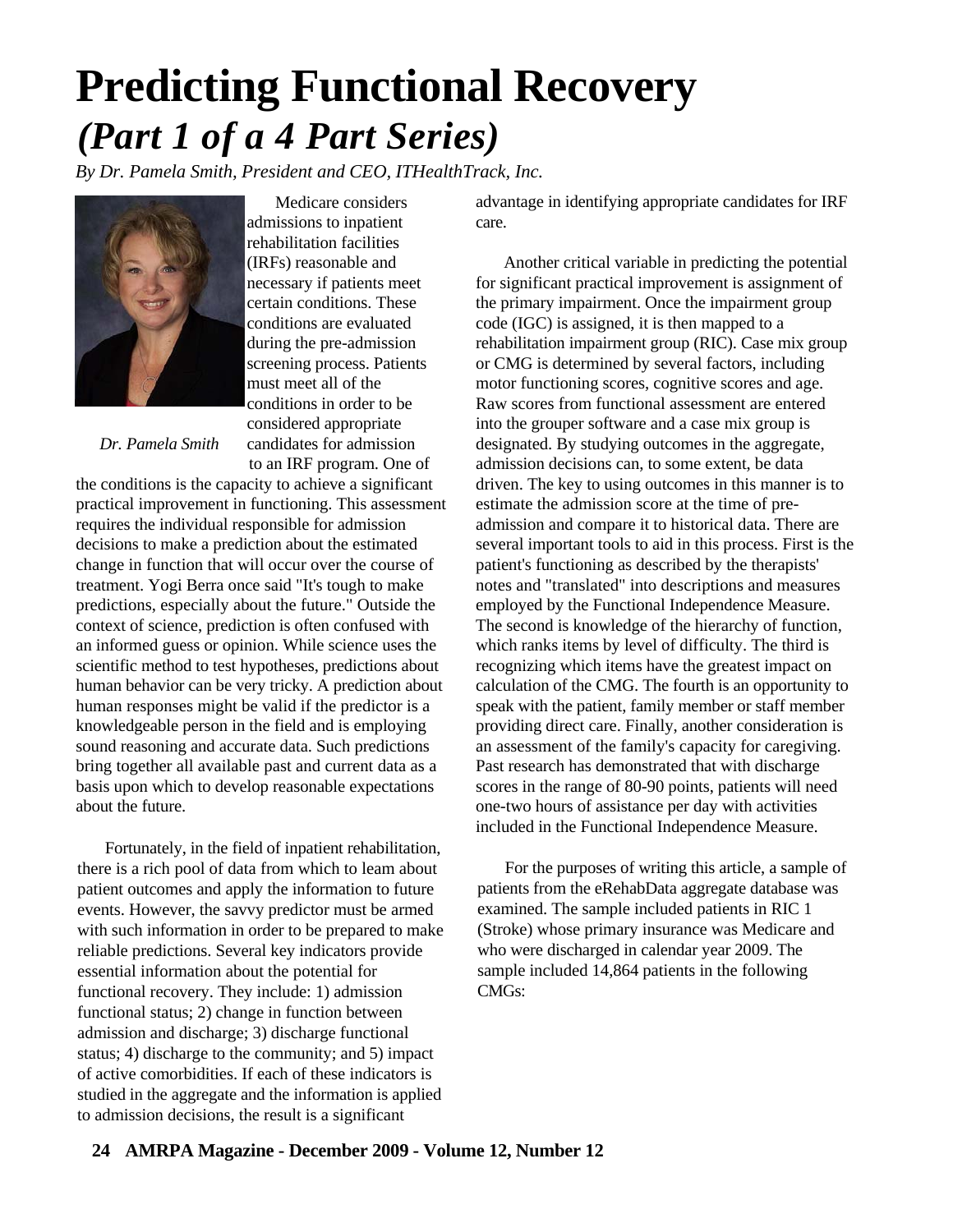# Predicting Functional Recovery

## *(Part 1 of a 4 Part Series)*

*By Dr. Pamela Smith, President and CEO, ITHealthTrack, Inc.*

*Dr. Pamela Smith*

Medicare considers admissions to inpatient rehabilitation facilities (IRFs) reasonable and necessary if patients meet certain conditions. These conditions are evaluated during the pre-admission screening process. Patients must meet all of the conditions in order to be considered appropriate candidates for admission to an IRF program. One of the conditions is the capacity to achieve a significant practical improvement in functioning. This assessment requires the individual responsible for admission decisions to make a prediction about the estimated change in function that will occur over the course of treatment. Yogi Berra once said "It's tough to make predictions, especially about the future." Outside the context of science, prediction is often confused with an informed guess or opinion. While science uses the scientific method to test hypotheses, predictions about human behavior can be very tricky. A prediction about human responses might be valid if the predictor is a knowledgeable person in the field and is employing sound reasoning and accurate data. Such predictions bring together all available past and current data as a basis upon which to develop reasonable expectations about the future.

Fortunately, in the field of inpatient rehabilitation, there is a rich pool of data from which to leam about patient outcomes and apply the information to future events. However, the savvy predictor must be armed with such information in order to be prepared to make reliable predictions. Several key indicators provide essential information about the potential for functional recovery. They include: 1) admission functional status; 2) change in function between admission and discharge; 3) discharge functional status; 4) discharge to the community; and 5) impact of active comorbidities. If each of these indicators is studied in the aggregate and the information is applied to admission decisions, the result is a significant advantage in identifying appropriate candidates for IRF care.

Another critical variable in predicting the potential for significant practical improvement is assignment of the primary impairment. Once the impairment group code (IGC) is assigned, it is then mapped to a rehabilitation impairment group (RIC). Case mix group or CMG is determined by several factors, including motor functioning scores, cognitive scores and age. Raw scores from functional assessment are entered into the grouper software and a case mix group is designated. By studying outcomes in the aggregate, admission decisions can, to some extent, be data driven. The key to using outcomes in this manner is to estimate the admission score at the time of pre-admission and compare it to historical data. There are several important tools to aid in this process. First is the patient's functioning as described by the therapists' notes and "translated" into descriptions and measures employed by the Functional Independence Measure. The second is knowledge of the hierarchy of function, which ranks items by level of difficulty. The third is recognizing which items have the greatest impact on calculation of the CMG. The fourth is an opportunity to speak with the patient, family member or staff member providing direct care. Finally, another consideration is an assessment of the family's capacity for caregiving. Past research has demonstrated that with discharge scores in the range of 80-90 points, patients will need one-two hours of assistance per day with activities included in the Functional Independence Measure.

For the purposes of writing this article, a sample of patients from the eRehabData aggregate database was examined. The sample included patients in RIC 1 (Stroke) whose primary insurance was Medicare and who were discharged in calendar year 2009. The sample included 14,864 patients in the following CMGs: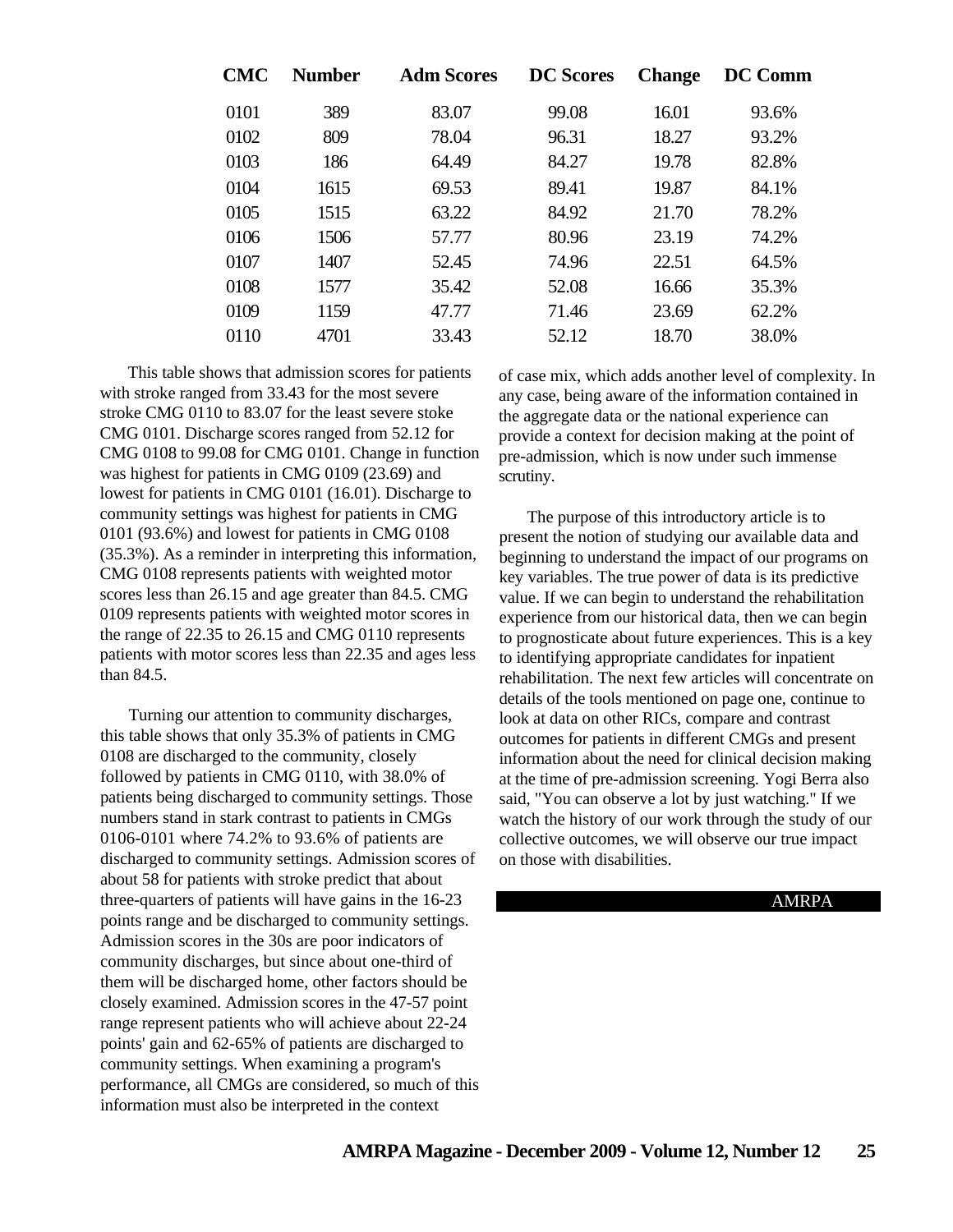| CMC | Number | Adm Scores | DC Scores | Change | DC Comm |
|---|---|---|---|---|---|
| 0101 | 389 | 83.07 | 99.08 | 16.01 | 93.6% |
| 0102 | 809 | 78.04 | 96.31 | 18.27 | 93.2% |
| 0103 | 186 | 64.49 | 84.27 | 19.78 | 82.8% |
| 0104 | 1615 | 69.53 | 89.41 | 19.87 | 84.1% |
| 0105 | 1515 | 63.22 | 84.92 | 21.70 | 78.2% |
| 0106 | 1506 | 57.77 | 80.96 | 23.19 | 74.2% |
| 0107 | 1407 | 52.45 | 74.96 | 22.51 | 64.5% |
| 0108 | 1577 | 35.42 | 52.08 | 16.66 | 35.3% |
| 0109 | 1159 | 47.77 | 71.46 | 23.69 | 62.2% |
| 0110 | 4701 | 33.43 | 52.12 | 18.70 | 38.0% |

This table shows that admission scores for patients with stroke ranged from 33.43 for the most severe stroke CMG 0110 to 83.07 for the least severe stoke CMG 0101. Discharge scores ranged from 52.12 for CMG 0108 to 99.08 for CMG 0101. Change in function was highest for patients in CMG 0109 (23.69) and lowest for patients in CMG 0101 (16.01). Discharge to community settings was highest for patients in CMG 0101 (93.6%) and lowest for patients in CMG 0108 (35.3%). As a reminder in interpreting this information, CMG 0108 represents patients with weighted motor scores less than 26.15 and age greater than 84.5. CMG 0109 represents patients with weighted motor scores in the range of 22.35 to 26.15 and CMG 0110 represents patients with motor scores less than 22.35 and ages less than 84.5.

Turning our attention to community discharges, this table shows that only 35.3% of patients in CMG 0108 are discharged to the community, closely followed by patients in CMG 0110, with 38.0% of patients being discharged to community settings. Those numbers stand in stark contrast to patients in CMGs 0106-0101 where 74.2% to 93.6% of patients are discharged to community settings. Admission scores of about 58 for patients with stroke predict that about three-quarters of patients will have gains in the 16-23 points range and be discharged to community settings. Admission scores in the 30s are poor indicators of community discharges, but since about one-third of them will be discharged home, other factors should be closely examined. Admission scores in the 47-57 point range represent patients who will achieve about 22-24 points' gain and 62-65% of patients are discharged to community settings. When examining a program's performance, all CMGs are considered, so much of this information must also be interpreted in the context of case mix, which adds another level of complexity. In any case, being aware of the information contained in the aggregate data or the national experience can provide a context for decision making at the point of pre-admission, which is now under such immense scrutiny.

The purpose of this introductory article is to present the notion of studying our available data and beginning to understand the impact of our programs on key variables. The true power of data is its predictive value. If we can begin to understand the rehabilitation experience from our historical data, then we can begin to prognosticate about future experiences. This is a key to identifying appropriate candidates for inpatient rehabilitation. The next few articles will concentrate on details of the tools mentioned on page one, continue to look at data on other RICs, compare and contrast outcomes for patients in different CMGs and present information about the need for clinical decision making at the time of pre-admission screening. Yogi Berra also said, "You can observe a lot by just watching." If we watch the history of our work through the study of our collective outcomes, we will observe our true impact on those with disabilities.

AMRPA